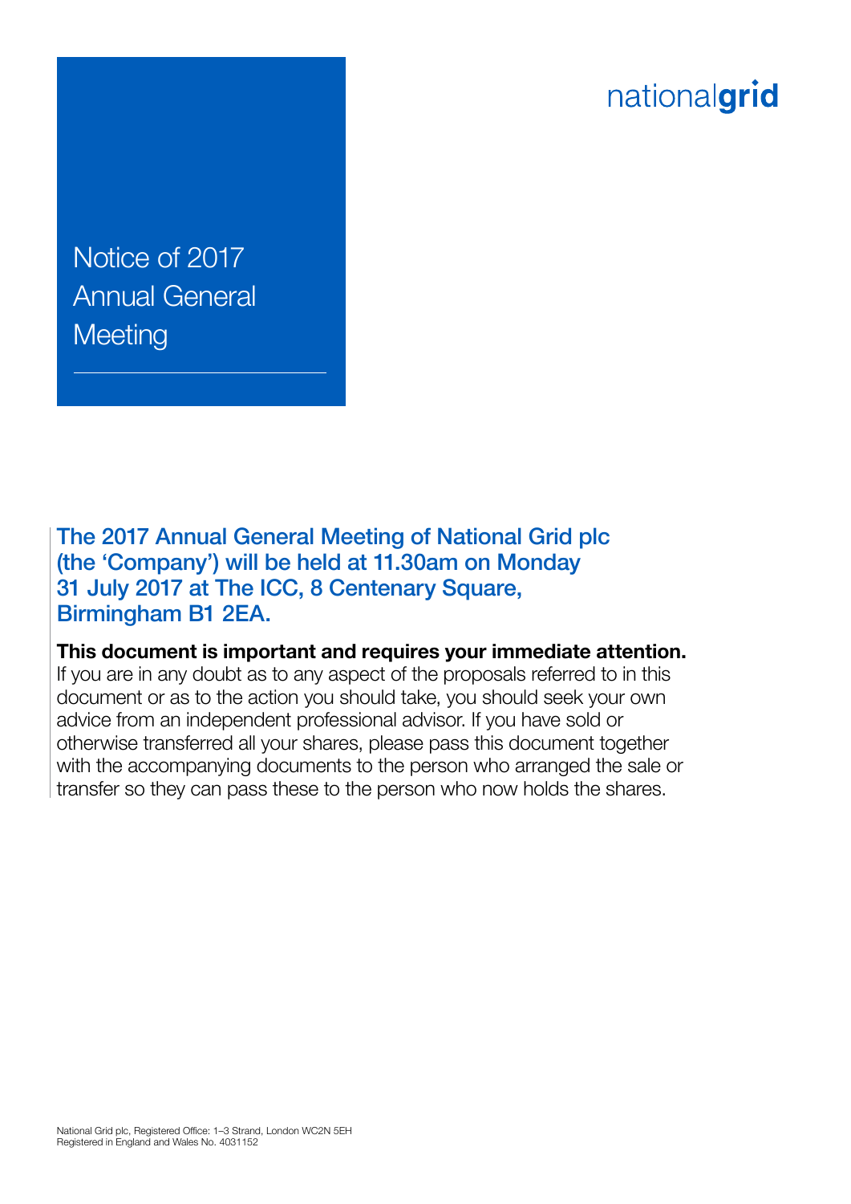nationalgrid

# Notice of 2017 Annual General Meeting

## The 2017 Annual General Meeting of National Grid plc (the 'Company') will be held at 11.30am on Monday 31 July 2017 at The ICC, 8 Centenary Square, Birmingham B1 2EA.

**This document is important and requires your immediate attention.** If you are in any doubt as to any aspect of the proposals referred to in this document or as to the action you should take, you should seek your own advice from an independent professional advisor. If you have sold or otherwise transferred all your shares, please pass this document together with the accompanying documents to the person who arranged the sale or transfer so they can pass these to the person who now holds the shares.

National Grid plc, Registered Office: 1–3 Strand, London WC2N 5EH
Registered in England and Wales No. 4031152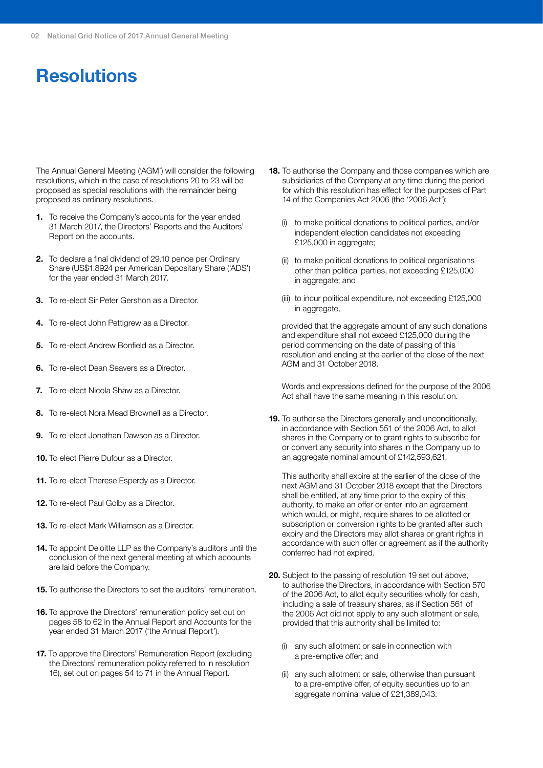# Resolutions

The Annual General Meeting ('AGM') will consider the following resolutions, which in the case of resolutions 20 to 23 will be proposed as special resolutions with the remainder being proposed as ordinary resolutions.

1. To receive the Company's accounts for the year ended 31 March 2017, the Directors' Reports and the Auditors' Report on the accounts.
2. To declare a final dividend of 29.10 pence per Ordinary Share (US$1.8924 per American Depositary Share ('ADS') for the year ended 31 March 2017.
3. To re-elect Sir Peter Gershon as a Director.
4. To re-elect John Pettigrew as a Director.
5. To re-elect Andrew Bonfield as a Director.
6. To re-elect Dean Seavers as a Director.
7. To re-elect Nicola Shaw as a Director.
8. To re-elect Nora Mead Brownell as a Director.
9. To re-elect Jonathan Dawson as a Director.
10. To elect Pierre Dufour as a Director.
11. To re-elect Therese Esperdy as a Director.
12. To re-elect Paul Golby as a Director.
13. To re-elect Mark Williamson as a Director.
14. To appoint Deloitte LLP as the Company's auditors until the conclusion of the next general meeting at which accounts are laid before the Company.
15. To authorise the Directors to set the auditors' remuneration.
16. To approve the Directors' remuneration policy set out on pages 58 to 62 in the Annual Report and Accounts for the year ended 31 March 2017 ('the Annual Report').
17. To approve the Directors' Remuneration Report (excluding the Directors' remuneration policy referred to in resolution 16), set out on pages 54 to 71 in the Annual Report.
18. To authorise the Company and those companies which are subsidiaries of the Company at any time during the period for which this resolution has effect for the purposes of Part 14 of the Companies Act 2006 (the '2006 Act'):

    (i) to make political donations to political parties, and/or independent election candidates not exceeding £125,000 in aggregate;

    (ii) to make political donations to political organisations other than political parties, not exceeding £125,000 in aggregate; and

    (iii) to incur political expenditure, not exceeding £125,000 in aggregate,

    provided that the aggregate amount of any such donations and expenditure shall not exceed £125,000 during the period commencing on the date of passing of this resolution and ending at the earlier of the close of the next AGM and 31 October 2018.

    Words and expressions defined for the purpose of the 2006 Act shall have the same meaning in this resolution.

19. To authorise the Directors generally and unconditionally, in accordance with Section 551 of the 2006 Act, to allot shares in the Company or to grant rights to subscribe for or convert any security into shares in the Company up to an aggregate nominal amount of £142,593,621.

    This authority shall expire at the earlier of the close of the next AGM and 31 October 2018 except that the Directors shall be entitled, at any time prior to the expiry of this authority, to make an offer or enter into an agreement which would, or might, require shares to be allotted or subscription or conversion rights to be granted after such expiry and the Directors may allot shares or grant rights in accordance with such offer or agreement as if the authority conferred had not expired.

20. Subject to the passing of resolution 19 set out above, to authorise the Directors, in accordance with Section 570 of the 2006 Act, to allot equity securities wholly for cash, including a sale of treasury shares, as if Section 561 of the 2006 Act did not apply to any such allotment or sale, provided that this authority shall be limited to:

    (i) any such allotment or sale in connection with a pre-emptive offer; and

    (ii) any such allotment or sale, otherwise than pursuant to a pre-emptive offer, of equity securities up to an aggregate nominal value of £21,389,043.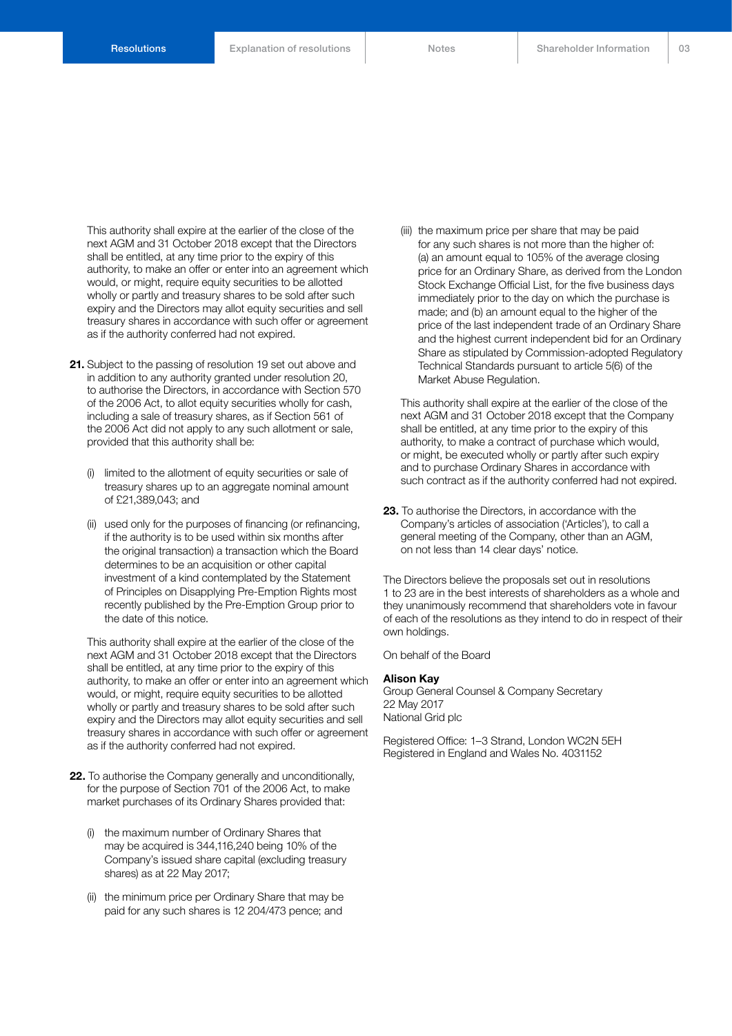This authority shall expire at the earlier of the close of the next AGM and 31 October 2018 except that the Directors shall be entitled, at any time prior to the expiry of this authority, to make an offer or enter into an agreement which would, or might, require equity securities to be allotted wholly or partly and treasury shares to be sold after such expiry and the Directors may allot equity securities and sell treasury shares in accordance with such offer or agreement as if the authority conferred had not expired.

**21.** Subject to the passing of resolution 19 set out above and in addition to any authority granted under resolution 20, to authorise the Directors, in accordance with Section 570 of the 2006 Act, to allot equity securities wholly for cash, including a sale of treasury shares, as if Section 561 of the 2006 Act did not apply to any such allotment or sale, provided that this authority shall be:

(i) limited to the allotment of equity securities or sale of treasury shares up to an aggregate nominal amount of £21,389,043; and

(ii) used only for the purposes of financing (or refinancing, if the authority is to be used within six months after the original transaction) a transaction which the Board determines to be an acquisition or other capital investment of a kind contemplated by the Statement of Principles on Disapplying Pre-Emption Rights most recently published by the Pre-Emption Group prior to the date of this notice.

This authority shall expire at the earlier of the close of the next AGM and 31 October 2018 except that the Directors shall be entitled, at any time prior to the expiry of this authority, to make an offer or enter into an agreement which would, or might, require equity securities to be allotted wholly or partly and treasury shares to be sold after such expiry and the Directors may allot equity securities and sell treasury shares in accordance with such offer or agreement as if the authority conferred had not expired.

**22.** To authorise the Company generally and unconditionally, for the purpose of Section 701 of the 2006 Act, to make market purchases of its Ordinary Shares provided that:

(i) the maximum number of Ordinary Shares that may be acquired is 344,116,240 being 10% of the Company's issued share capital (excluding treasury shares) as at 22 May 2017;

(ii) the minimum price per Ordinary Share that may be paid for any such shares is 12 204/473 pence; and

(iii) the maximum price per share that may be paid for any such shares is not more than the higher of: (a) an amount equal to 105% of the average closing price for an Ordinary Share, as derived from the London Stock Exchange Official List, for the five business days immediately prior to the day on which the purchase is made; and (b) an amount equal to the higher of the price of the last independent trade of an Ordinary Share and the highest current independent bid for an Ordinary Share as stipulated by Commission-adopted Regulatory Technical Standards pursuant to article 5(6) of the Market Abuse Regulation.

This authority shall expire at the earlier of the close of the next AGM and 31 October 2018 except that the Company shall be entitled, at any time prior to the expiry of this authority, to make a contract of purchase which would, or might, be executed wholly or partly after such expiry and to purchase Ordinary Shares in accordance with such contract as if the authority conferred had not expired.

**23.** To authorise the Directors, in accordance with the Company's articles of association ('Articles'), to call a general meeting of the Company, other than an AGM, on not less than 14 clear days' notice.

The Directors believe the proposals set out in resolutions 1 to 23 are in the best interests of shareholders as a whole and they unanimously recommend that shareholders vote in favour of each of the resolutions as they intend to do in respect of their own holdings.

On behalf of the Board

**Alison Kay**
Group General Counsel & Company Secretary
22 May 2017
National Grid plc

Registered Office: 1–3 Strand, London WC2N 5EH
Registered in England and Wales No. 4031152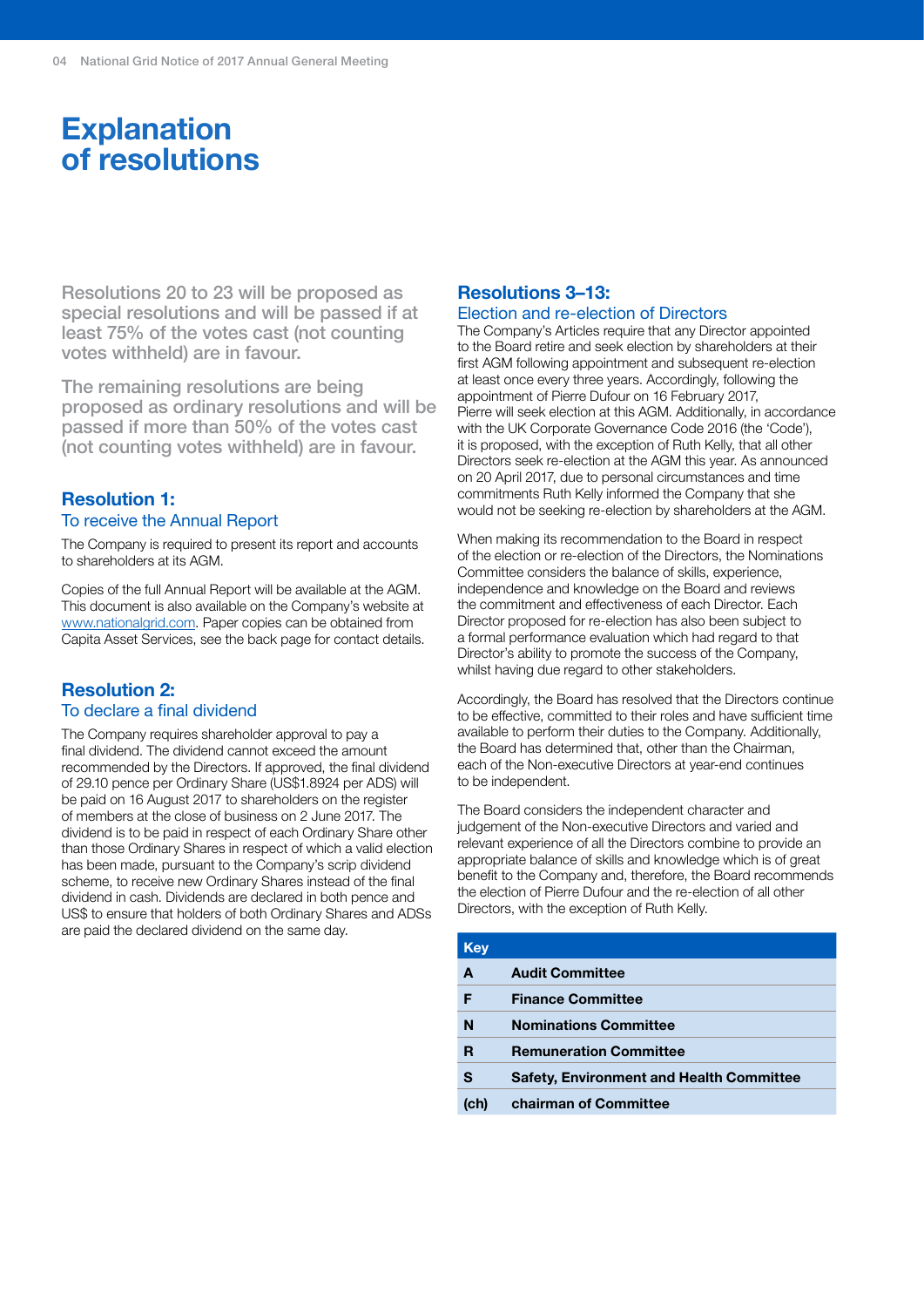# Explanation of resolutions

Resolutions 20 to 23 will be proposed as special resolutions and will be passed if at least 75% of the votes cast (not counting votes withheld) are in favour.

The remaining resolutions are being proposed as ordinary resolutions and will be passed if more than 50% of the votes cast (not counting votes withheld) are in favour.

## Resolution 1:
### To receive the Annual Report

The Company is required to present its report and accounts to shareholders at its AGM.

Copies of the full Annual Report will be available at the AGM. This document is also available on the Company's website at www.nationalgrid.com. Paper copies can be obtained from Capita Asset Services, see the back page for contact details.

## Resolution 2:
### To declare a final dividend

The Company requires shareholder approval to pay a final dividend. The dividend cannot exceed the amount recommended by the Directors. If approved, the final dividend of 29.10 pence per Ordinary Share (US$1.8924 per ADS) will be paid on 16 August 2017 to shareholders on the register of members at the close of business on 2 June 2017. The dividend is to be paid in respect of each Ordinary Share other than those Ordinary Shares in respect of which a valid election has been made, pursuant to the Company's scrip dividend scheme, to receive new Ordinary Shares instead of the final dividend in cash. Dividends are declared in both pence and US$ to ensure that holders of both Ordinary Shares and ADSs are paid the declared dividend on the same day.

## Resolutions 3–13:
### Election and re-election of Directors

The Company's Articles require that any Director appointed to the Board retire and seek election by shareholders at their first AGM following appointment and subsequent re-election at least once every three years. Accordingly, following the appointment of Pierre Dufour on 16 February 2017, Pierre will seek election at this AGM. Additionally, in accordance with the UK Corporate Governance Code 2016 (the 'Code'), it is proposed, with the exception of Ruth Kelly, that all other Directors seek re-election at the AGM this year. As announced on 20 April 2017, due to personal circumstances and time commitments Ruth Kelly informed the Company that she would not be seeking re-election by shareholders at the AGM.

When making its recommendation to the Board in respect of the election or re-election of the Directors, the Nominations Committee considers the balance of skills, experience, independence and knowledge on the Board and reviews the commitment and effectiveness of each Director. Each Director proposed for re-election has also been subject to a formal performance evaluation which had regard to that Director's ability to promote the success of the Company, whilst having due regard to other stakeholders.

Accordingly, the Board has resolved that the Directors continue to be effective, committed to their roles and have sufficient time available to perform their duties to the Company. Additionally, the Board has determined that, other than the Chairman, each of the Non-executive Directors at year-end continues to be independent.

The Board considers the independent character and judgement of the Non-executive Directors and varied and relevant experience of all the Directors combine to provide an appropriate balance of skills and knowledge which is of great benefit to the Company and, therefore, the Board recommends the election of Pierre Dufour and the re-election of all other Directors, with the exception of Ruth Kelly.

| Key | |
|---|---|
| **A** | **Audit Committee** |
| **F** | **Finance Committee** |
| **N** | **Nominations Committee** |
| **R** | **Remuneration Committee** |
| **S** | **Safety, Environment and Health Committee** |
| **(ch)** | **chairman of Committee** |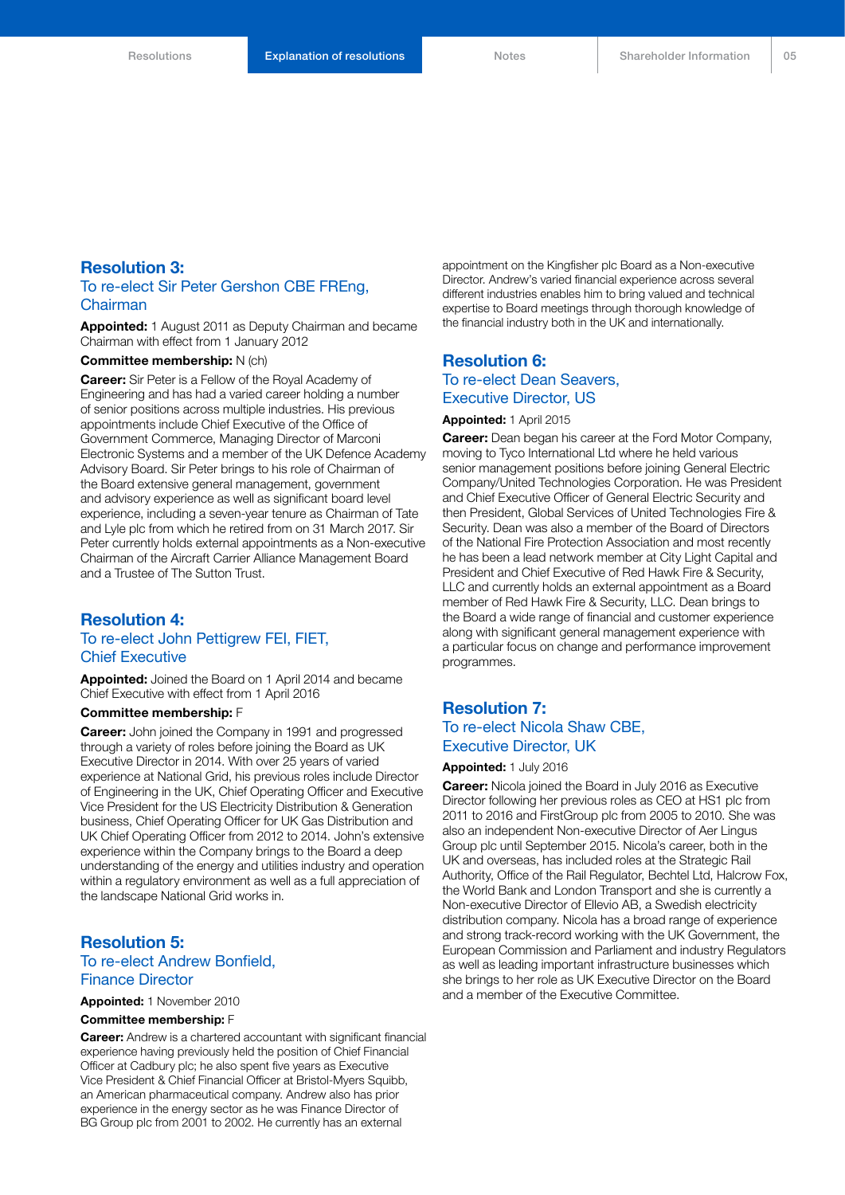## Resolution 3:

### To re-elect Sir Peter Gershon CBE FREng, Chairman

**Appointed:** 1 August 2011 as Deputy Chairman and became Chairman with effect from 1 January 2012

**Committee membership:** N (ch)

**Career:** Sir Peter is a Fellow of the Royal Academy of Engineering and has had a varied career holding a number of senior positions across multiple industries. His previous appointments include Chief Executive of the Office of Government Commerce, Managing Director of Marconi Electronic Systems and a member of the UK Defence Academy Advisory Board. Sir Peter brings to his role of Chairman of the Board extensive general management, government and advisory experience as well as significant board level experience, including a seven-year tenure as Chairman of Tate and Lyle plc from which he retired from on 31 March 2017. Sir Peter currently holds external appointments as a Non-executive Chairman of the Aircraft Carrier Alliance Management Board and a Trustee of The Sutton Trust.

## Resolution 4:

### To re-elect John Pettigrew FEI, FIET, Chief Executive

**Appointed:** Joined the Board on 1 April 2014 and became Chief Executive with effect from 1 April 2016

**Committee membership:** F

**Career:** John joined the Company in 1991 and progressed through a variety of roles before joining the Board as UK Executive Director in 2014. With over 25 years of varied experience at National Grid, his previous roles include Director of Engineering in the UK, Chief Operating Officer and Executive Vice President for the US Electricity Distribution & Generation business, Chief Operating Officer for UK Gas Distribution and UK Chief Operating Officer from 2012 to 2014. John's extensive experience within the Company brings to the Board a deep understanding of the energy and utilities industry and operation within a regulatory environment as well as a full appreciation of the landscape National Grid works in.

## Resolution 5:

### To re-elect Andrew Bonfield, Finance Director

**Appointed:** 1 November 2010

**Committee membership:** F

**Career:** Andrew is a chartered accountant with significant financial experience having previously held the position of Chief Financial Officer at Cadbury plc; he also spent five years as Executive Vice President & Chief Financial Officer at Bristol-Myers Squibb, an American pharmaceutical company. Andrew also has prior experience in the energy sector as he was Finance Director of BG Group plc from 2001 to 2002. He currently has an external appointment on the Kingfisher plc Board as a Non-executive Director. Andrew's varied financial experience across several different industries enables him to bring valued and technical expertise to Board meetings through thorough knowledge of the financial industry both in the UK and internationally.

## Resolution 6:

### To re-elect Dean Seavers, Executive Director, US

**Appointed:** 1 April 2015

**Career:** Dean began his career at the Ford Motor Company, moving to Tyco International Ltd where he held various senior management positions before joining General Electric Company/United Technologies Corporation. He was President and Chief Executive Officer of General Electric Security and then President, Global Services of United Technologies Fire & Security. Dean was also a member of the Board of Directors of the National Fire Protection Association and most recently he has been a lead network member at City Light Capital and President and Chief Executive of Red Hawk Fire & Security, LLC and currently holds an external appointment as a Board member of Red Hawk Fire & Security, LLC. Dean brings to the Board a wide range of financial and customer experience along with significant general management experience with a particular focus on change and performance improvement programmes.

## Resolution 7:

### To re-elect Nicola Shaw CBE, Executive Director, UK

**Appointed:** 1 July 2016

**Career:** Nicola joined the Board in July 2016 as Executive Director following her previous roles as CEO at HS1 plc from 2011 to 2016 and FirstGroup plc from 2005 to 2010. She was also an independent Non-executive Director of Aer Lingus Group plc until September 2015. Nicola's career, both in the UK and overseas, has included roles at the Strategic Rail Authority, Office of the Rail Regulator, Bechtel Ltd, Halcrow Fox, the World Bank and London Transport and she is currently a Non-executive Director of Ellevio AB, a Swedish electricity distribution company. Nicola has a broad range of experience and strong track-record working with the UK Government, the European Commission and Parliament and industry Regulators as well as leading important infrastructure businesses which she brings to her role as UK Executive Director on the Board and a member of the Executive Committee.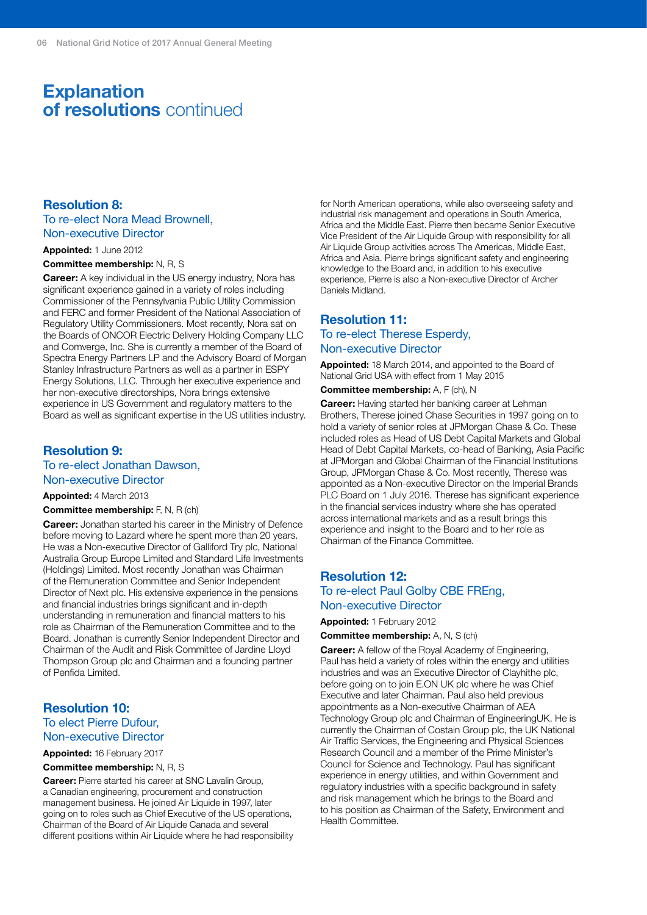# Explanation of resolutions continued

## Resolution 8:
### To re-elect Nora Mead Brownell, Non-executive Director

**Appointed:** 1 June 2012

**Committee membership:** N, R, S

**Career:** A key individual in the US energy industry, Nora has significant experience gained in a variety of roles including Commissioner of the Pennsylvania Public Utility Commission and FERC and former President of the National Association of Regulatory Utility Commissioners. Most recently, Nora sat on the Boards of ONCOR Electric Delivery Holding Company LLC and Comverge, Inc. She is currently a member of the Board of Spectra Energy Partners LP and the Advisory Board of Morgan Stanley Infrastructure Partners as well as a partner in ESPY Energy Solutions, LLC. Through her executive experience and her non-executive directorships, Nora brings extensive experience in US Government and regulatory matters to the Board as well as significant expertise in the US utilities industry.

## Resolution 9:
### To re-elect Jonathan Dawson, Non-executive Director

**Appointed:** 4 March 2013

**Committee membership:** F, N, R (ch)

**Career:** Jonathan started his career in the Ministry of Defence before moving to Lazard where he spent more than 20 years. He was a Non-executive Director of Galliford Try plc, National Australia Group Europe Limited and Standard Life Investments (Holdings) Limited. Most recently Jonathan was Chairman of the Remuneration Committee and Senior Independent Director of Next plc. His extensive experience in the pensions and financial industries brings significant and in-depth understanding in remuneration and financial matters to his role as Chairman of the Remuneration Committee and to the Board. Jonathan is currently Senior Independent Director and Chairman of the Audit and Risk Committee of Jardine Lloyd Thompson Group plc and Chairman and a founding partner of Penfida Limited.

## Resolution 10:
### To elect Pierre Dufour, Non-executive Director

**Appointed:** 16 February 2017

**Committee membership:** N, R, S

**Career:** Pierre started his career at SNC Lavalin Group, a Canadian engineering, procurement and construction management business. He joined Air Liquide in 1997, later going on to roles such as Chief Executive of the US operations, Chairman of the Board of Air Liquide Canada and several different positions within Air Liquide where he had responsibility for North American operations, while also overseeing safety and industrial risk management and operations in South America, Africa and the Middle East. Pierre then became Senior Executive Vice President of the Air Liquide Group with responsibility for all Air Liquide Group activities across The Americas, Middle East, Africa and Asia. Pierre brings significant safety and engineering knowledge to the Board and, in addition to his executive experience, Pierre is also a Non-executive Director of Archer Daniels Midland.

## Resolution 11:
### To re-elect Therese Esperdy, Non-executive Director

**Appointed:** 18 March 2014, and appointed to the Board of National Grid USA with effect from 1 May 2015

**Committee membership:** A, F (ch), N

**Career:** Having started her banking career at Lehman Brothers, Therese joined Chase Securities in 1997 going on to hold a variety of senior roles at JPMorgan Chase & Co. These included roles as Head of US Debt Capital Markets and Global Head of Debt Capital Markets, co-head of Banking, Asia Pacific at JPMorgan and Global Chairman of the Financial Institutions Group, JPMorgan Chase & Co. Most recently, Therese was appointed as a Non-executive Director on the Imperial Brands PLC Board on 1 July 2016. Therese has significant experience in the financial services industry where she has operated across international markets and as a result brings this experience and insight to the Board and to her role as Chairman of the Finance Committee.

## Resolution 12:
### To re-elect Paul Golby CBE FREng, Non-executive Director

**Appointed:** 1 February 2012

**Committee membership:** A, N, S (ch)

**Career:** A fellow of the Royal Academy of Engineering, Paul has held a variety of roles within the energy and utilities industries and was an Executive Director of Clayhithe plc, before going on to join E.ON UK plc where he was Chief Executive and later Chairman. Paul also held previous appointments as a Non-executive Chairman of AEA Technology Group plc and Chairman of EngineeringUK. He is currently the Chairman of Costain Group plc, the UK National Air Traffic Services, the Engineering and Physical Sciences Research Council and a member of the Prime Minister's Council for Science and Technology. Paul has significant experience in energy utilities, and within Government and regulatory industries with a specific background in safety and risk management which he brings to the Board and to his position as Chairman of the Safety, Environment and Health Committee.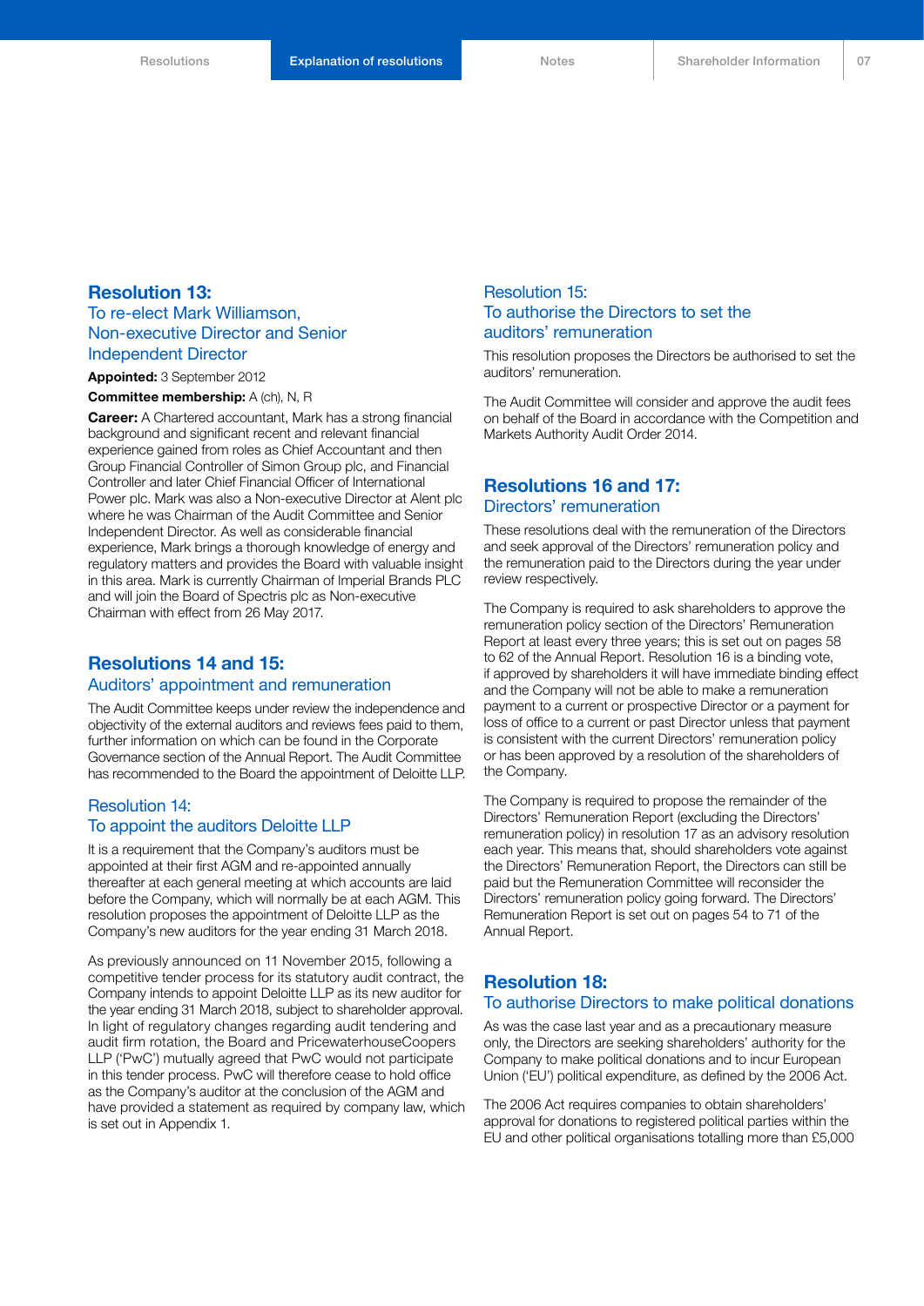## Resolution 13:
### To re-elect Mark Williamson, Non-executive Director and Senior Independent Director

**Appointed:** 3 September 2012

**Committee membership:** A (ch), N, R

**Career:** A Chartered accountant, Mark has a strong financial background and significant recent and relevant financial experience gained from roles as Chief Accountant and then Group Financial Controller of Simon Group plc, and Financial Controller and later Chief Financial Officer of International Power plc. Mark was also a Non-executive Director at Alent plc where he was Chairman of the Audit Committee and Senior Independent Director. As well as considerable financial experience, Mark brings a thorough knowledge of energy and regulatory matters and provides the Board with valuable insight in this area. Mark is currently Chairman of Imperial Brands PLC and will join the Board of Spectris plc as Non-executive Chairman with effect from 26 May 2017.

## Resolutions 14 and 15:
### Auditors' appointment and remuneration

The Audit Committee keeps under review the independence and objectivity of the external auditors and reviews fees paid to them, further information on which can be found in the Corporate Governance section of the Annual Report. The Audit Committee has recommended to the Board the appointment of Deloitte LLP.

### Resolution 14:
### To appoint the auditors Deloitte LLP

It is a requirement that the Company's auditors must be appointed at their first AGM and re-appointed annually thereafter at each general meeting at which accounts are laid before the Company, which will normally be at each AGM. This resolution proposes the appointment of Deloitte LLP as the Company's new auditors for the year ending 31 March 2018.

As previously announced on 11 November 2015, following a competitive tender process for its statutory audit contract, the Company intends to appoint Deloitte LLP as its new auditor for the year ending 31 March 2018, subject to shareholder approval. In light of regulatory changes regarding audit tendering and audit firm rotation, the Board and PricewaterhouseCoopers LLP ('PwC') mutually agreed that PwC would not participate in this tender process. PwC will therefore cease to hold office as the Company's auditor at the conclusion of the AGM and have provided a statement as required by company law, which is set out in Appendix 1.

### Resolution 15:
### To authorise the Directors to set the auditors' remuneration

This resolution proposes the Directors be authorised to set the auditors' remuneration.

The Audit Committee will consider and approve the audit fees on behalf of the Board in accordance with the Competition and Markets Authority Audit Order 2014.

## Resolutions 16 and 17:
### Directors' remuneration

These resolutions deal with the remuneration of the Directors and seek approval of the Directors' remuneration policy and the remuneration paid to the Directors during the year under review respectively.

The Company is required to ask shareholders to approve the remuneration policy section of the Directors' Remuneration Report at least every three years; this is set out on pages 58 to 62 of the Annual Report. Resolution 16 is a binding vote, if approved by shareholders it will have immediate binding effect and the Company will not be able to make a remuneration payment to a current or prospective Director or a payment for loss of office to a current or past Director unless that payment is consistent with the current Directors' remuneration policy or has been approved by a resolution of the shareholders of the Company.

The Company is required to propose the remainder of the Directors' Remuneration Report (excluding the Directors' remuneration policy) in resolution 17 as an advisory resolution each year. This means that, should shareholders vote against the Directors' Remuneration Report, the Directors can still be paid but the Remuneration Committee will reconsider the Directors' remuneration policy going forward. The Directors' Remuneration Report is set out on pages 54 to 71 of the Annual Report.

## Resolution 18:
### To authorise Directors to make political donations

As was the case last year and as a precautionary measure only, the Directors are seeking shareholders' authority for the Company to make political donations and to incur European Union ('EU') political expenditure, as defined by the 2006 Act.

The 2006 Act requires companies to obtain shareholders' approval for donations to registered political parties within the EU and other political organisations totalling more than £5,000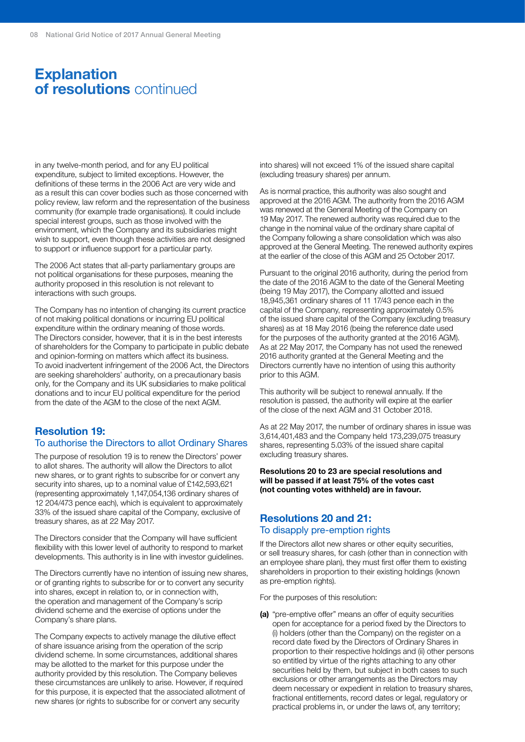## Explanation of resolutions continued

in any twelve-month period, and for any EU political expenditure, subject to limited exceptions. However, the definitions of these terms in the 2006 Act are very wide and as a result this can cover bodies such as those concerned with policy review, law reform and the representation of the business community (for example trade organisations). It could include special interest groups, such as those involved with the environment, which the Company and its subsidiaries might wish to support, even though these activities are not designed to support or influence support for a particular party.

The 2006 Act states that all-party parliamentary groups are not political organisations for these purposes, meaning the authority proposed in this resolution is not relevant to interactions with such groups.

The Company has no intention of changing its current practice of not making political donations or incurring EU political expenditure within the ordinary meaning of those words. The Directors consider, however, that it is in the best interests of shareholders for the Company to participate in public debate and opinion-forming on matters which affect its business. To avoid inadvertent infringement of the 2006 Act, the Directors are seeking shareholders' authority, on a precautionary basis only, for the Company and its UK subsidiaries to make political donations and to incur EU political expenditure for the period from the date of the AGM to the close of the next AGM.

### Resolution 19:
To authorise the Directors to allot Ordinary Shares

The purpose of resolution 19 is to renew the Directors' power to allot shares. The authority will allow the Directors to allot new shares, or to grant rights to subscribe for or convert any security into shares, up to a nominal value of £142,593,621 (representing approximately 1,147,054,136 ordinary shares of 12 204/473 pence each), which is equivalent to approximately 33% of the issued share capital of the Company, exclusive of treasury shares, as at 22 May 2017.

The Directors consider that the Company will have sufficient flexibility with this lower level of authority to respond to market developments. This authority is in line with investor guidelines.

The Directors currently have no intention of issuing new shares, or of granting rights to subscribe for or to convert any security into shares, except in relation to, or in connection with, the operation and management of the Company's scrip dividend scheme and the exercise of options under the Company's share plans.

The Company expects to actively manage the dilutive effect of share issuance arising from the operation of the scrip dividend scheme. In some circumstances, additional shares may be allotted to the market for this purpose under the authority provided by this resolution. The Company believes these circumstances are unlikely to arise. However, if required for this purpose, it is expected that the associated allotment of new shares (or rights to subscribe for or convert any security into shares) will not exceed 1% of the issued share capital (excluding treasury shares) per annum.

As is normal practice, this authority was also sought and approved at the 2016 AGM. The authority from the 2016 AGM was renewed at the General Meeting of the Company on 19 May 2017. The renewed authority was required due to the change in the nominal value of the ordinary share capital of the Company following a share consolidation which was also approved at the General Meeting. The renewed authority expires at the earlier of the close of this AGM and 25 October 2017.

Pursuant to the original 2016 authority, during the period from the date of the 2016 AGM to the date of the General Meeting (being 19 May 2017), the Company allotted and issued 18,945,361 ordinary shares of 11 17/43 pence each in the capital of the Company, representing approximately 0.5% of the issued share capital of the Company (excluding treasury shares) as at 18 May 2016 (being the reference date used for the purposes of the authority granted at the 2016 AGM). As at 22 May 2017, the Company has not used the renewed 2016 authority granted at the General Meeting and the Directors currently have no intention of using this authority prior to this AGM.

This authority will be subject to renewal annually. If the resolution is passed, the authority will expire at the earlier of the close of the next AGM and 31 October 2018.

As at 22 May 2017, the number of ordinary shares in issue was 3,614,401,483 and the Company held 173,239,075 treasury shares, representing 5.03% of the issued share capital excluding treasury shares.

**Resolutions 20 to 23 are special resolutions and will be passed if at least 75% of the votes cast (not counting votes withheld) are in favour.**

### Resolutions 20 and 21:
To disapply pre-emption rights

If the Directors allot new shares or other equity securities, or sell treasury shares, for cash (other than in connection with an employee share plan), they must first offer them to existing shareholders in proportion to their existing holdings (known as pre-emption rights).

For the purposes of this resolution:

**(a)** "pre-emptive offer" means an offer of equity securities open for acceptance for a period fixed by the Directors to (i) holders (other than the Company) on the register on a record date fixed by the Directors of Ordinary Shares in proportion to their respective holdings and (ii) other persons so entitled by virtue of the rights attaching to any other securities held by them, but subject in both cases to such exclusions or other arrangements as the Directors may deem necessary or expedient in relation to treasury shares, fractional entitlements, record dates or legal, regulatory or practical problems in, or under the laws of, any territory;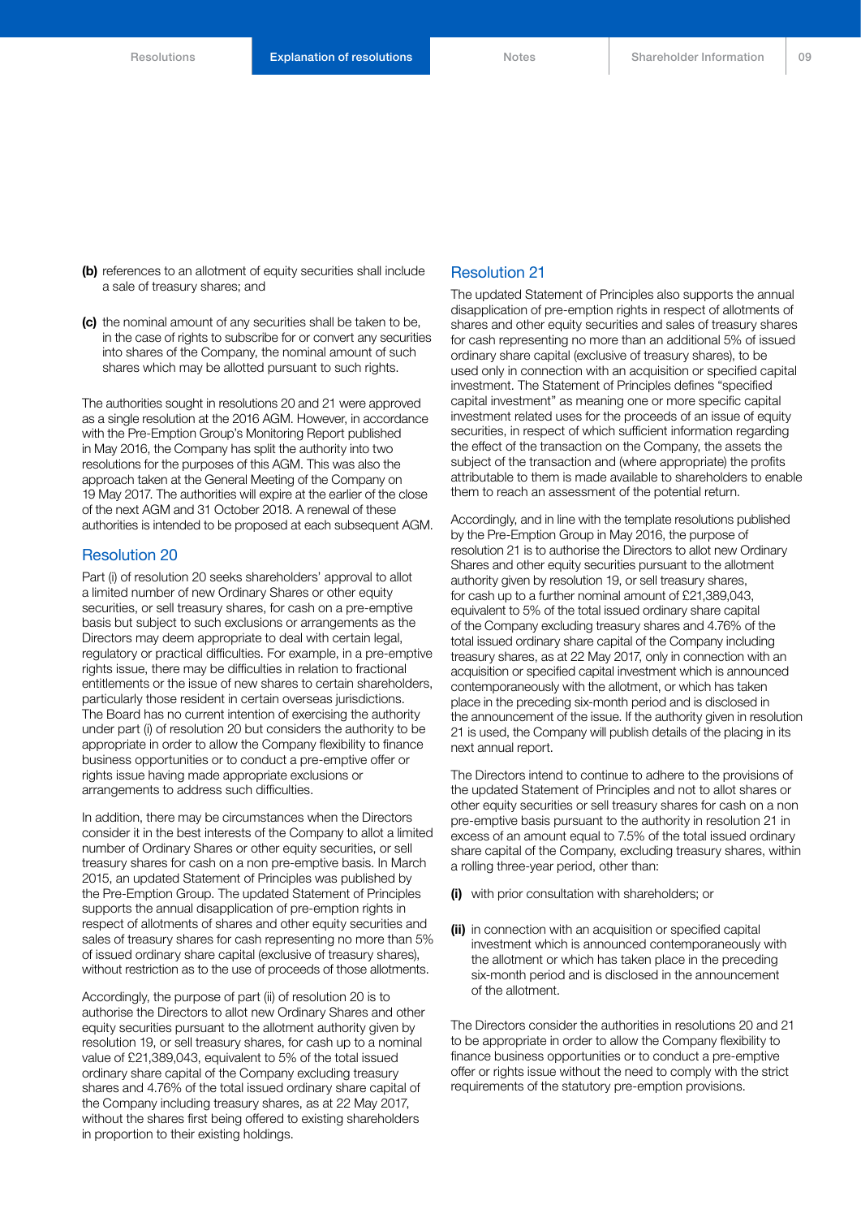**(b)** references to an allotment of equity securities shall include a sale of treasury shares; and

**(c)** the nominal amount of any securities shall be taken to be, in the case of rights to subscribe for or convert any securities into shares of the Company, the nominal amount of such shares which may be allotted pursuant to such rights.

The authorities sought in resolutions 20 and 21 were approved as a single resolution at the 2016 AGM. However, in accordance with the Pre-Emption Group's Monitoring Report published in May 2016, the Company has split the authority into two resolutions for the purposes of this AGM. This was also the approach taken at the General Meeting of the Company on 19 May 2017. The authorities will expire at the earlier of the close of the next AGM and 31 October 2018. A renewal of these authorities is intended to be proposed at each subsequent AGM.

## Resolution 20

Part (i) of resolution 20 seeks shareholders' approval to allot a limited number of new Ordinary Shares or other equity securities, or sell treasury shares, for cash on a pre-emptive basis but subject to such exclusions or arrangements as the Directors may deem appropriate to deal with certain legal, regulatory or practical difficulties. For example, in a pre-emptive rights issue, there may be difficulties in relation to fractional entitlements or the issue of new shares to certain shareholders, particularly those resident in certain overseas jurisdictions. The Board has no current intention of exercising the authority under part (i) of resolution 20 but considers the authority to be appropriate in order to allow the Company flexibility to finance business opportunities or to conduct a pre-emptive offer or rights issue having made appropriate exclusions or arrangements to address such difficulties.

In addition, there may be circumstances when the Directors consider it in the best interests of the Company to allot a limited number of Ordinary Shares or other equity securities, or sell treasury shares for cash on a non pre-emptive basis. In March 2015, an updated Statement of Principles was published by the Pre-Emption Group. The updated Statement of Principles supports the annual disapplication of pre-emption rights in respect of allotments of shares and other equity securities and sales of treasury shares for cash representing no more than 5% of issued ordinary share capital (exclusive of treasury shares), without restriction as to the use of proceeds of those allotments.

Accordingly, the purpose of part (ii) of resolution 20 is to authorise the Directors to allot new Ordinary Shares and other equity securities pursuant to the allotment authority given by resolution 19, or sell treasury shares, for cash up to a nominal value of £21,389,043, equivalent to 5% of the total issued ordinary share capital of the Company excluding treasury shares and 4.76% of the total issued ordinary share capital of the Company including treasury shares, as at 22 May 2017, without the shares first being offered to existing shareholders in proportion to their existing holdings.

## Resolution 21

The updated Statement of Principles also supports the annual disapplication of pre-emption rights in respect of allotments of shares and other equity securities and sales of treasury shares for cash representing no more than an additional 5% of issued ordinary share capital (exclusive of treasury shares), to be used only in connection with an acquisition or specified capital investment. The Statement of Principles defines "specified capital investment" as meaning one or more specific capital investment related uses for the proceeds of an issue of equity securities, in respect of which sufficient information regarding the effect of the transaction on the Company, the assets the subject of the transaction and (where appropriate) the profits attributable to them is made available to shareholders to enable them to reach an assessment of the potential return.

Accordingly, and in line with the template resolutions published by the Pre-Emption Group in May 2016, the purpose of resolution 21 is to authorise the Directors to allot new Ordinary Shares and other equity securities pursuant to the allotment authority given by resolution 19, or sell treasury shares, for cash up to a further nominal amount of £21,389,043, equivalent to 5% of the total issued ordinary share capital of the Company excluding treasury shares and 4.76% of the total issued ordinary share capital of the Company including treasury shares, as at 22 May 2017, only in connection with an acquisition or specified capital investment which is announced contemporaneously with the allotment, or which has taken place in the preceding six-month period and is disclosed in the announcement of the issue. If the authority given in resolution 21 is used, the Company will publish details of the placing in its next annual report.

The Directors intend to continue to adhere to the provisions of the updated Statement of Principles and not to allot shares or other equity securities or sell treasury shares for cash on a non pre-emptive basis pursuant to the authority in resolution 21 in excess of an amount equal to 7.5% of the total issued ordinary share capital of the Company, excluding treasury shares, within a rolling three-year period, other than:

**(i)** with prior consultation with shareholders; or

**(ii)** in connection with an acquisition or specified capital investment which is announced contemporaneously with the allotment or which has taken place in the preceding six-month period and is disclosed in the announcement of the allotment.

The Directors consider the authorities in resolutions 20 and 21 to be appropriate in order to allow the Company flexibility to finance business opportunities or to conduct a pre-emptive offer or rights issue without the need to comply with the strict requirements of the statutory pre-emption provisions.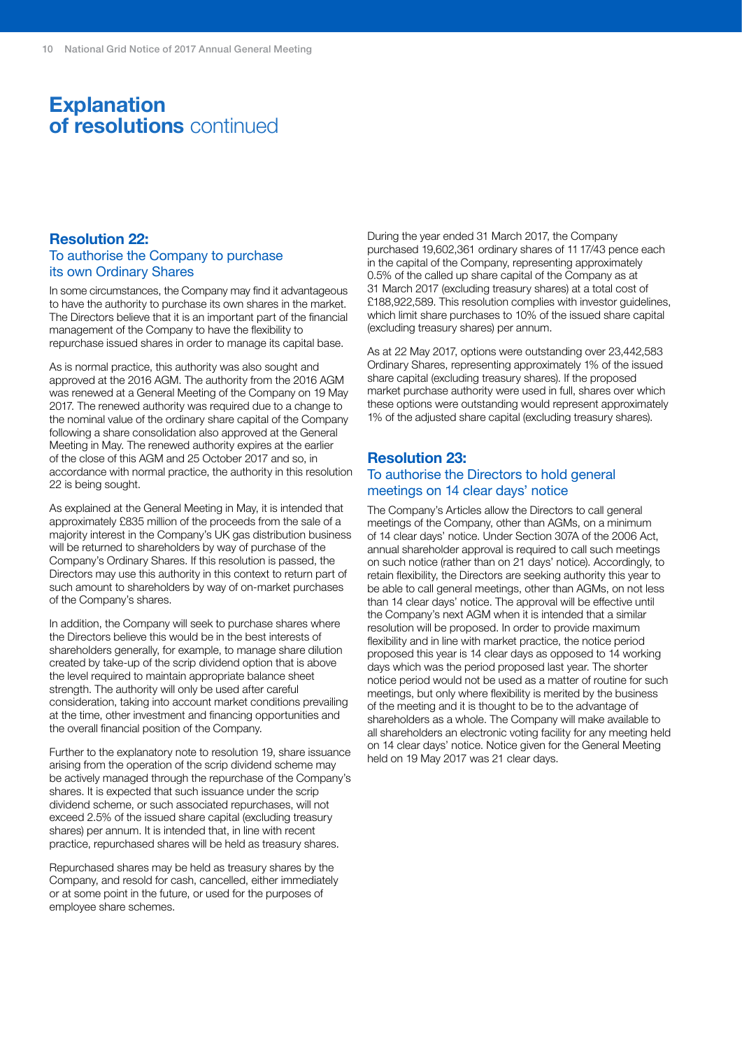# Explanation of resolutions continued

## Resolution 22:
### To authorise the Company to purchase its own Ordinary Shares

In some circumstances, the Company may find it advantageous to have the authority to purchase its own shares in the market. The Directors believe that it is an important part of the financial management of the Company to have the flexibility to repurchase issued shares in order to manage its capital base.

As is normal practice, this authority was also sought and approved at the 2016 AGM. The authority from the 2016 AGM was renewed at a General Meeting of the Company on 19 May 2017. The renewed authority was required due to a change to the nominal value of the ordinary share capital of the Company following a share consolidation also approved at the General Meeting in May. The renewed authority expires at the earlier of the close of this AGM and 25 October 2017 and so, in accordance with normal practice, the authority in this resolution 22 is being sought.

As explained at the General Meeting in May, it is intended that approximately £835 million of the proceeds from the sale of a majority interest in the Company's UK gas distribution business will be returned to shareholders by way of purchase of the Company's Ordinary Shares. If this resolution is passed, the Directors may use this authority in this context to return part of such amount to shareholders by way of on-market purchases of the Company's shares.

In addition, the Company will seek to purchase shares where the Directors believe this would be in the best interests of shareholders generally, for example, to manage share dilution created by take-up of the scrip dividend option that is above the level required to maintain appropriate balance sheet strength. The authority will only be used after careful consideration, taking into account market conditions prevailing at the time, other investment and financing opportunities and the overall financial position of the Company.

Further to the explanatory note to resolution 19, share issuance arising from the operation of the scrip dividend scheme may be actively managed through the repurchase of the Company's shares. It is expected that such issuance under the scrip dividend scheme, or such associated repurchases, will not exceed 2.5% of the issued share capital (excluding treasury shares) per annum. It is intended that, in line with recent practice, repurchased shares will be held as treasury shares.

Repurchased shares may be held as treasury shares by the Company, and resold for cash, cancelled, either immediately or at some point in the future, or used for the purposes of employee share schemes.

During the year ended 31 March 2017, the Company purchased 19,602,361 ordinary shares of 11 17/43 pence each in the capital of the Company, representing approximately 0.5% of the called up share capital of the Company as at 31 March 2017 (excluding treasury shares) at a total cost of £188,922,589. This resolution complies with investor guidelines, which limit share purchases to 10% of the issued share capital (excluding treasury shares) per annum.

As at 22 May 2017, options were outstanding over 23,442,583 Ordinary Shares, representing approximately 1% of the issued share capital (excluding treasury shares). If the proposed market purchase authority were used in full, shares over which these options were outstanding would represent approximately 1% of the adjusted share capital (excluding treasury shares).

## Resolution 23:
### To authorise the Directors to hold general meetings on 14 clear days' notice

The Company's Articles allow the Directors to call general meetings of the Company, other than AGMs, on a minimum of 14 clear days' notice. Under Section 307A of the 2006 Act, annual shareholder approval is required to call such meetings on such notice (rather than on 21 days' notice). Accordingly, to retain flexibility, the Directors are seeking authority this year to be able to call general meetings, other than AGMs, on not less than 14 clear days' notice. The approval will be effective until the Company's next AGM when it is intended that a similar resolution will be proposed. In order to provide maximum flexibility and in line with market practice, the notice period proposed this year is 14 clear days as opposed to 14 working days which was the period proposed last year. The shorter notice period would not be used as a matter of routine for such meetings, but only where flexibility is merited by the business of the meeting and it is thought to be to the advantage of shareholders as a whole. The Company will make available to all shareholders an electronic voting facility for any meeting held on 14 clear days' notice. Notice given for the General Meeting held on 19 May 2017 was 21 clear days.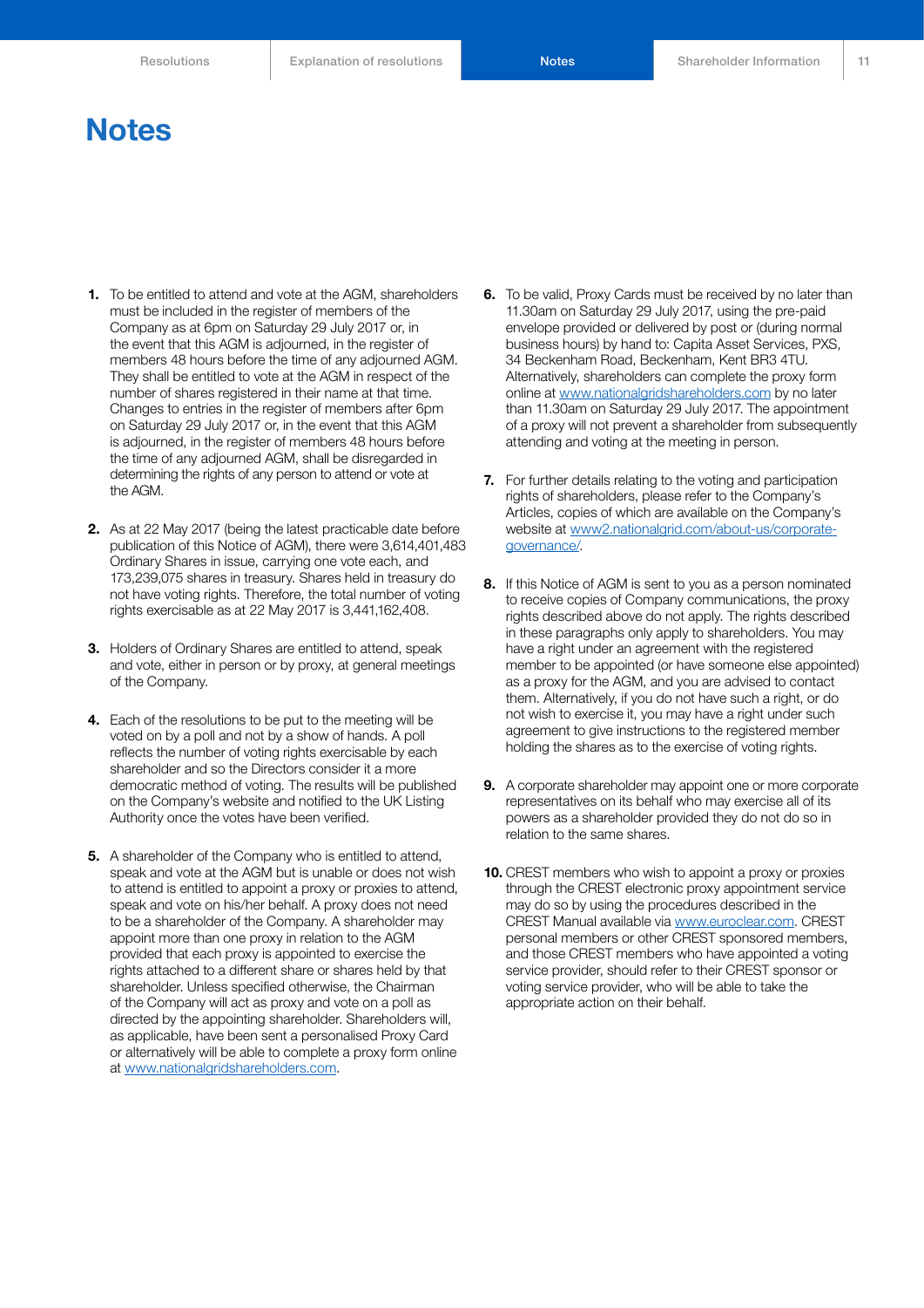# Notes

1. To be entitled to attend and vote at the AGM, shareholders must be included in the register of members of the Company as at 6pm on Saturday 29 July 2017 or, in the event that this AGM is adjourned, in the register of members 48 hours before the time of any adjourned AGM. They shall be entitled to vote at the AGM in respect of the number of shares registered in their name at that time. Changes to entries in the register of members after 6pm on Saturday 29 July 2017 or, in the event that this AGM is adjourned, in the register of members 48 hours before the time of any adjourned AGM, shall be disregarded in determining the rights of any person to attend or vote at the AGM.

2. As at 22 May 2017 (being the latest practicable date before publication of this Notice of AGM), there were 3,614,401,483 Ordinary Shares in issue, carrying one vote each, and 173,239,075 shares in treasury. Shares held in treasury do not have voting rights. Therefore, the total number of voting rights exercisable as at 22 May 2017 is 3,441,162,408.

3. Holders of Ordinary Shares are entitled to attend, speak and vote, either in person or by proxy, at general meetings of the Company.

4. Each of the resolutions to be put to the meeting will be voted on by a poll and not by a show of hands. A poll reflects the number of voting rights exercisable by each shareholder and so the Directors consider it a more democratic method of voting. The results will be published on the Company's website and notified to the UK Listing Authority once the votes have been verified.

5. A shareholder of the Company who is entitled to attend, speak and vote at the AGM but is unable or does not wish to attend is entitled to appoint a proxy or proxies to attend, speak and vote on his/her behalf. A proxy does not need to be a shareholder of the Company. A shareholder may appoint more than one proxy in relation to the AGM provided that each proxy is appointed to exercise the rights attached to a different share or shares held by that shareholder. Unless specified otherwise, the Chairman of the Company will act as proxy and vote on a poll as directed by the appointing shareholder. Shareholders will, as applicable, have been sent a personalised Proxy Card or alternatively will be able to complete a proxy form online at www.nationalgridshareholders.com.

6. To be valid, Proxy Cards must be received by no later than 11.30am on Saturday 29 July 2017, using the pre-paid envelope provided or delivered by post or (during normal business hours) by hand to: Capita Asset Services, PXS, 34 Beckenham Road, Beckenham, Kent BR3 4TU. Alternatively, shareholders can complete the proxy form online at www.nationalgridshareholders.com by no later than 11.30am on Saturday 29 July 2017. The appointment of a proxy will not prevent a shareholder from subsequently attending and voting at the meeting in person.

7. For further details relating to the voting and participation rights of shareholders, please refer to the Company's Articles, copies of which are available on the Company's website at www2.nationalgrid.com/about-us/corporate-governance/.

8. If this Notice of AGM is sent to you as a person nominated to receive copies of Company communications, the proxy rights described above do not apply. The rights described in these paragraphs only apply to shareholders. You may have a right under an agreement with the registered member to be appointed (or have someone else appointed) as a proxy for the AGM, and you are advised to contact them. Alternatively, if you do not have such a right, or do not wish to exercise it, you may have a right under such agreement to give instructions to the registered member holding the shares as to the exercise of voting rights.

9. A corporate shareholder may appoint one or more corporate representatives on its behalf who may exercise all of its powers as a shareholder provided they do not do so in relation to the same shares.

10. CREST members who wish to appoint a proxy or proxies through the CREST electronic proxy appointment service may do so by using the procedures described in the CREST Manual available via www.euroclear.com. CREST personal members or other CREST sponsored members, and those CREST members who have appointed a voting service provider, should refer to their CREST sponsor or voting service provider, who will be able to take the appropriate action on their behalf.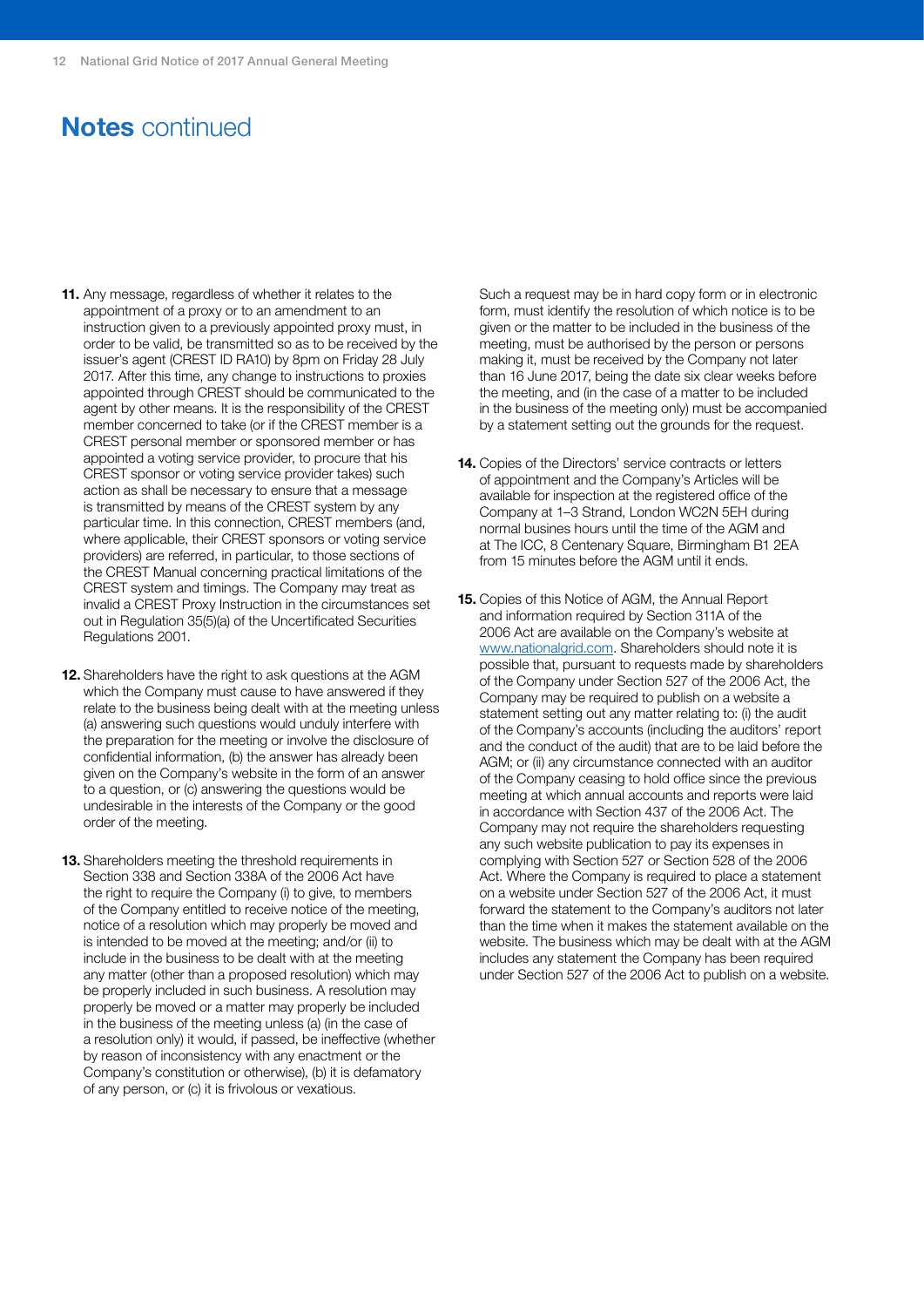# **Notes** continued

**11.** Any message, regardless of whether it relates to the appointment of a proxy or to an amendment to an instruction given to a previously appointed proxy must, in order to be valid, be transmitted so as to be received by the issuer's agent (CREST ID RA10) by 8pm on Friday 28 July 2017. After this time, any change to instructions to proxies appointed through CREST should be communicated to the agent by other means. It is the responsibility of the CREST member concerned to take (or if the CREST member is a CREST personal member or sponsored member or has appointed a voting service provider, to procure that his CREST sponsor or voting service provider takes) such action as shall be necessary to ensure that a message is transmitted by means of the CREST system by any particular time. In this connection, CREST members (and, where applicable, their CREST sponsors or voting service providers) are referred, in particular, to those sections of the CREST Manual concerning practical limitations of the CREST system and timings. The Company may treat as invalid a CREST Proxy Instruction in the circumstances set out in Regulation 35(5)(a) of the Uncertificated Securities Regulations 2001.

**12.** Shareholders have the right to ask questions at the AGM which the Company must cause to have answered if they relate to the business being dealt with at the meeting unless (a) answering such questions would unduly interfere with the preparation for the meeting or involve the disclosure of confidential information, (b) the answer has already been given on the Company's website in the form of an answer to a question, or (c) answering the questions would be undesirable in the interests of the Company or the good order of the meeting.

**13.** Shareholders meeting the threshold requirements in Section 338 and Section 338A of the 2006 Act have the right to require the Company (i) to give, to members of the Company entitled to receive notice of the meeting, notice of a resolution which may properly be moved and is intended to be moved at the meeting; and/or (ii) to include in the business to be dealt with at the meeting any matter (other than a proposed resolution) which may be properly included in such business. A resolution may properly be moved or a matter may properly be included in the business of the meeting unless (a) (in the case of a resolution only) it would, if passed, be ineffective (whether by reason of inconsistency with any enactment or the Company's constitution or otherwise), (b) it is defamatory of any person, or (c) it is frivolous or vexatious.

Such a request may be in hard copy form or in electronic form, must identify the resolution of which notice is to be given or the matter to be included in the business of the meeting, must be authorised by the person or persons making it, must be received by the Company not later than 16 June 2017, being the date six clear weeks before the meeting, and (in the case of a matter to be included in the business of the meeting only) must be accompanied by a statement setting out the grounds for the request.

**14.** Copies of the Directors' service contracts or letters of appointment and the Company's Articles will be available for inspection at the registered office of the Company at 1–3 Strand, London WC2N 5EH during normal busines hours until the time of the AGM and at The ICC, 8 Centenary Square, Birmingham B1 2EA from 15 minutes before the AGM until it ends.

**15.** Copies of this Notice of AGM, the Annual Report and information required by Section 311A of the 2006 Act are available on the Company's website at www.nationalgrid.com. Shareholders should note it is possible that, pursuant to requests made by shareholders of the Company under Section 527 of the 2006 Act, the Company may be required to publish on a website a statement setting out any matter relating to: (i) the audit of the Company's accounts (including the auditors' report and the conduct of the audit) that are to be laid before the AGM; or (ii) any circumstance connected with an auditor of the Company ceasing to hold office since the previous meeting at which annual accounts and reports were laid in accordance with Section 437 of the 2006 Act. The Company may not require the shareholders requesting any such website publication to pay its expenses in complying with Section 527 or Section 528 of the 2006 Act. Where the Company is required to place a statement on a website under Section 527 of the 2006 Act, it must forward the statement to the Company's auditors not later than the time when it makes the statement available on the website. The business which may be dealt with at the AGM includes any statement the Company has been required under Section 527 of the 2006 Act to publish on a website.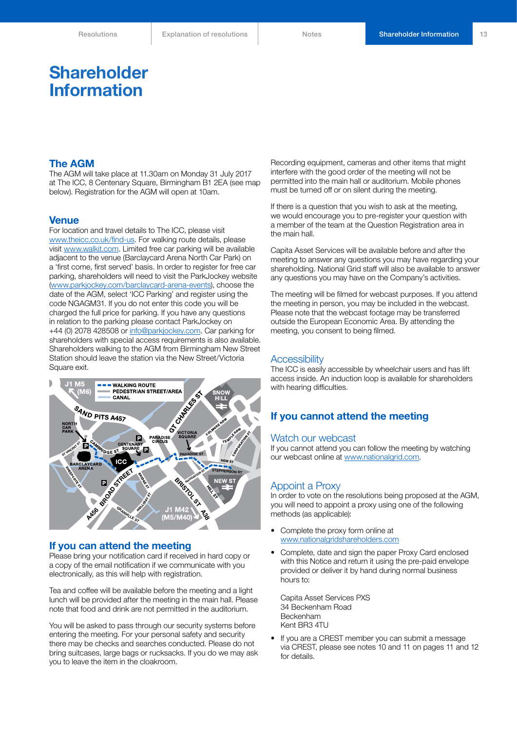# Shareholder Information

## The AGM

The AGM will take place at 11.30am on Monday 31 July 2017 at The ICC, 8 Centenary Square, Birmingham B1 2EA (see map below). Registration for the AGM will open at 10am.

## Venue

For location and travel details to The ICC, please visit www.theicc.co.uk/find-us. For walking route details, please visit www.walkit.com. Limited free car parking will be available adjacent to the venue (Barclaycard Arena North Car Park) on a 'first come, first served' basis. In order to register for free car parking, shareholders will need to visit the ParkJockey website (www.parkjockey.com/barclaycard-arena-events), choose the date of the AGM, select 'ICC Parking' and register using the code NGAGM31. If you do not enter this code you will be charged the full price for parking. If you have any questions in relation to the parking please contact ParkJockey on +44 (0) 2078 428508 or info@parkjockey.com. Car parking for shareholders with special access requirements is also available. Shareholders walking to the AGM from Birmingham New Street Station should leave the station via the New Street/Victoria Square exit.

## If you can attend the meeting

Please bring your notification card if received in hard copy or a copy of the email notification if we communicate with you electronically, as this will help with registration.

Tea and coffee will be available before the meeting and a light lunch will be provided after the meeting in the main hall. Please note that food and drink are not permitted in the auditorium.

You will be asked to pass through our security systems before entering the meeting. For your personal safety and security there may be checks and searches conducted. Please do not bring suitcases, large bags or rucksacks. If you do we may ask you to leave the item in the cloakroom.

Recording equipment, cameras and other items that might interfere with the good order of the meeting will not be permitted into the main hall or auditorium. Mobile phones must be turned off or on silent during the meeting.

If there is a question that you wish to ask at the meeting, we would encourage you to pre-register your question with a member of the team at the Question Registration area in the main hall.

Capita Asset Services will be available before and after the meeting to answer any questions you may have regarding your shareholding. National Grid staff will also be available to answer any questions you may have on the Company's activities.

The meeting will be filmed for webcast purposes. If you attend the meeting in person, you may be included in the webcast. Please note that the webcast footage may be transferred outside the European Economic Area. By attending the meeting, you consent to being filmed.

### Accessibility

The ICC is easily accessible by wheelchair users and has lift access inside. An induction loop is available for shareholders with hearing difficulties.

## If you cannot attend the meeting

### Watch our webcast

If you cannot attend you can follow the meeting by watching our webcast online at www.nationalgrid.com.

### Appoint a Proxy

In order to vote on the resolutions being proposed at the AGM, you will need to appoint a proxy using one of the following methods (as applicable):

- Complete the proxy form online at www.nationalgridshareholders.com
- Complete, date and sign the paper Proxy Card enclosed with this Notice and return it using the pre-paid envelope provided or deliver it by hand during normal business hours to:

  Capita Asset Services PXS
  34 Beckenham Road
  Beckenham
  Kent BR3 4TU
- If you are a CREST member you can submit a message via CREST, please see notes 10 and 11 on pages 11 and 12 for details.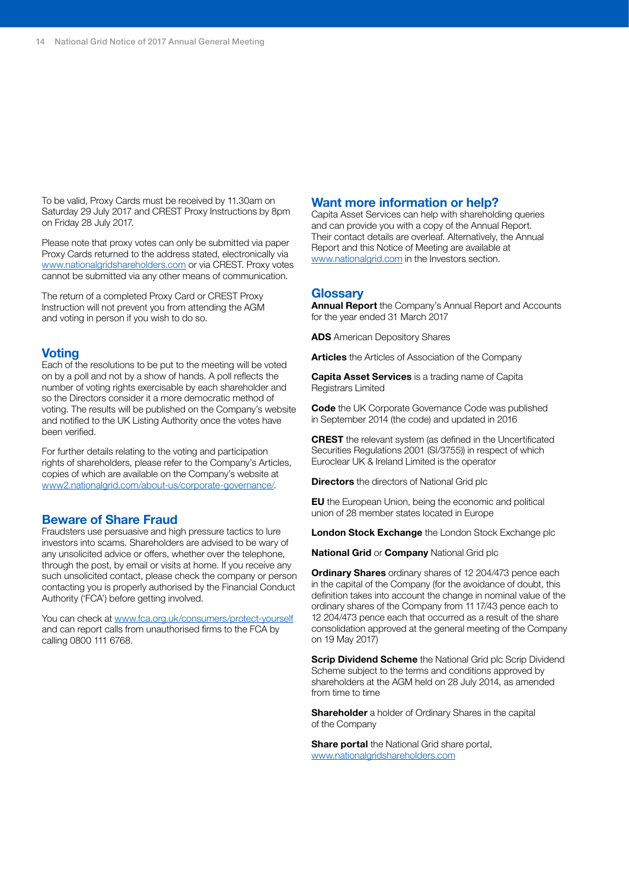To be valid, Proxy Cards must be received by 11.30am on Saturday 29 July 2017 and CREST Proxy Instructions by 8pm on Friday 28 July 2017.

Please note that proxy votes can only be submitted via paper Proxy Cards returned to the address stated, electronically via www.nationalgridshareholders.com or via CREST. Proxy votes cannot be submitted via any other means of communication.

The return of a completed Proxy Card or CREST Proxy Instruction will not prevent you from attending the AGM and voting in person if you wish to do so.

## Voting

Each of the resolutions to be put to the meeting will be voted on by a poll and not by a show of hands. A poll reflects the number of voting rights exercisable by each shareholder and so the Directors consider it a more democratic method of voting. The results will be published on the Company's website and notified to the UK Listing Authority once the votes have been verified.

For further details relating to the voting and participation rights of shareholders, please refer to the Company's Articles, copies of which are available on the Company's website at www2.nationalgrid.com/about-us/corporate-governance/.

## Beware of Share Fraud

Fraudsters use persuasive and high pressure tactics to lure investors into scams. Shareholders are advised to be wary of any unsolicited advice or offers, whether over the telephone, through the post, by email or visits at home. If you receive any such unsolicited contact, please check the company or person contacting you is properly authorised by the Financial Conduct Authority ('FCA') before getting involved.

You can check at www.fca.org.uk/consumers/protect-yourself and can report calls from unauthorised firms to the FCA by calling 0800 111 6768.

## Want more information or help?

Capita Asset Services can help with shareholding queries and can provide you with a copy of the Annual Report. Their contact details are overleaf. Alternatively, the Annual Report and this Notice of Meeting are available at www.nationalgrid.com in the Investors section.

## Glossary

**Annual Report** the Company's Annual Report and Accounts for the year ended 31 March 2017

**ADS** American Depository Shares

**Articles** the Articles of Association of the Company

**Capita Asset Services** is a trading name of Capita Registrars Limited

**Code** the UK Corporate Governance Code was published in September 2014 (the code) and updated in 2016

**CREST** the relevant system (as defined in the Uncertificated Securities Regulations 2001 (SI/3755)) in respect of which Euroclear UK & Ireland Limited is the operator

**Directors** the directors of National Grid plc

**EU** the European Union, being the economic and political union of 28 member states located in Europe

**London Stock Exchange** the London Stock Exchange plc

**National Grid** or **Company** National Grid plc

**Ordinary Shares** ordinary shares of 12 204/473 pence each in the capital of the Company (for the avoidance of doubt, this definition takes into account the change in nominal value of the ordinary shares of the Company from 11 17/43 pence each to 12 204/473 pence each that occurred as a result of the share consolidation approved at the general meeting of the Company on 19 May 2017)

**Scrip Dividend Scheme** the National Grid plc Scrip Dividend Scheme subject to the terms and conditions approved by shareholders at the AGM held on 28 July 2014, as amended from time to time

**Shareholder** a holder of Ordinary Shares in the capital of the Company

**Share portal** the National Grid share portal, www.nationalgridshareholders.com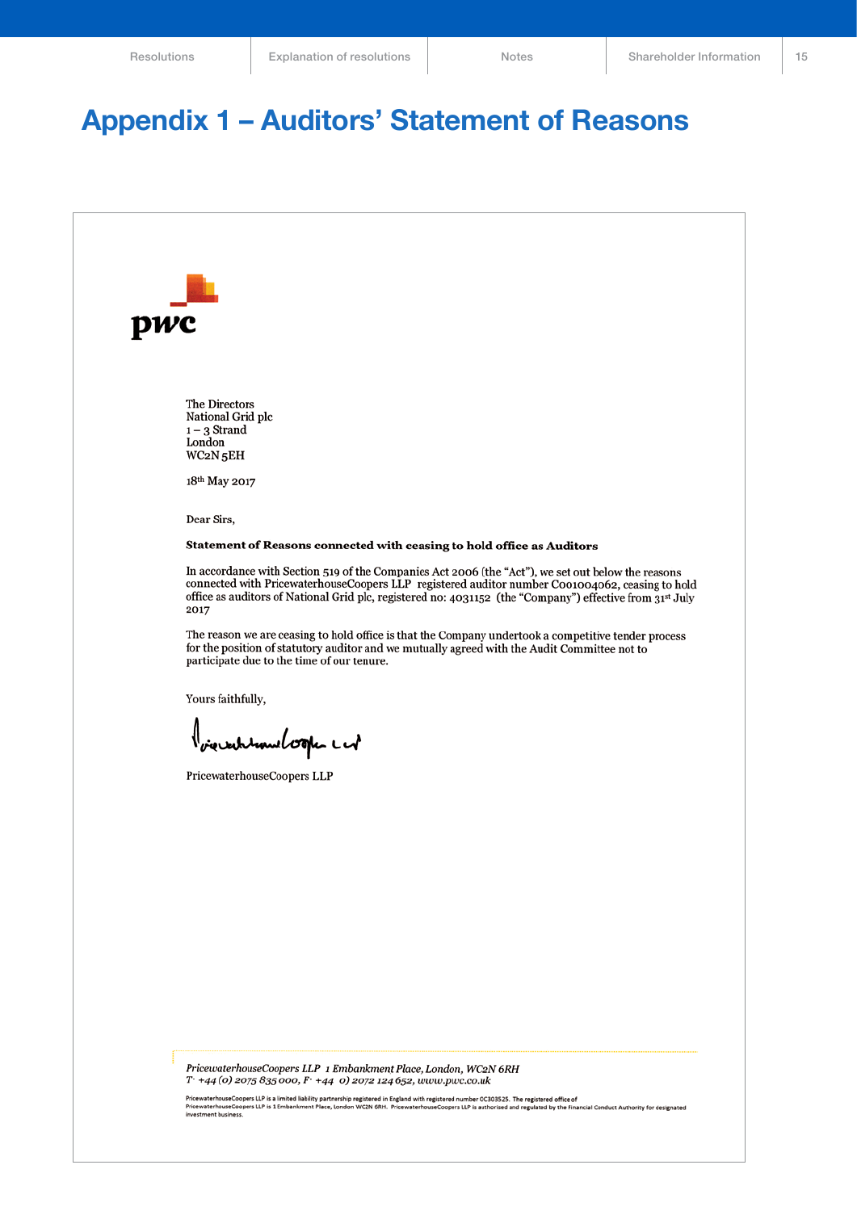# Appendix 1 – Auditors' Statement of Reasons

pwc

The Directors
National Grid plc
1 – 3 Strand
London
WC2N 5EH

18th May 2017

Dear Sirs,

**Statement of Reasons connected with ceasing to hold office as Auditors**

In accordance with Section 519 of the Companies Act 2006 (the "Act"), we set out below the reasons connected with PricewaterhouseCoopers LLP registered auditor number C001004062, ceasing to hold office as auditors of National Grid plc, registered no: 4031152 (the "Company") effective from 31st July 2017

The reason we are ceasing to hold office is that the Company undertook a competitive tender process for the position of statutory auditor and we mutually agreed with the Audit Committee not to participate due to the time of our tenure.

Yours faithfully,

PricewaterhouseCoopers LLP

*PricewaterhouseCoopers LLP 1 Embankment Place, London, WC2N 6RH*
*T: +44 (0) 2075 835 000, F: +44 0) 2072 124 652, www.pwc.co.uk*

PricewaterhouseCoopers LLP is a limited liability partnership registered in England with registered number OC303525. The registered office of PricewaterhouseCoopers LLP is 1 Embankment Place, London WC2N 6RH. PricewaterhouseCoopers LLP is authorised and regulated by the Financial Conduct Authority for designated investment business.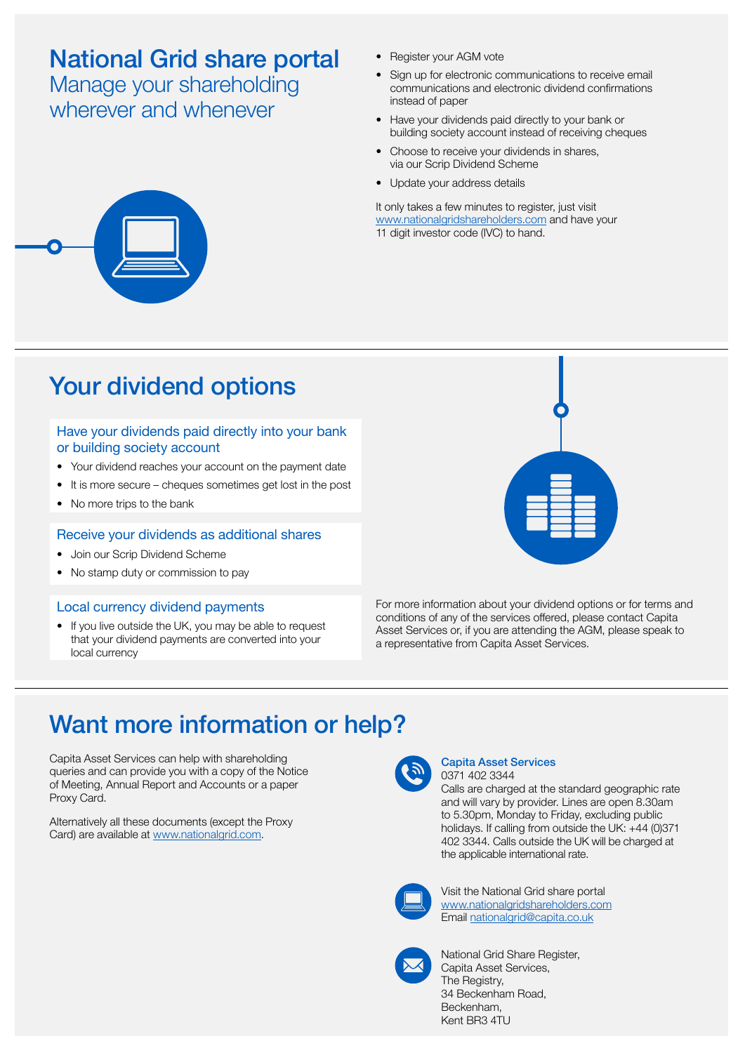# National Grid share portal

## Manage your shareholding wherever and whenever

- Register your AGM vote
- Sign up for electronic communications to receive email communications and electronic dividend confirmations instead of paper
- Have your dividends paid directly to your bank or building society account instead of receiving cheques
- Choose to receive your dividends in shares, via our Scrip Dividend Scheme
- Update your address details

It only takes a few minutes to register, just visit www.nationalgridshareholders.com and have your 11 digit investor code (IVC) to hand.

# Your dividend options

### Have your dividends paid directly into your bank or building society account

- Your dividend reaches your account on the payment date
- It is more secure – cheques sometimes get lost in the post
- No more trips to the bank

### Receive your dividends as additional shares

- Join our Scrip Dividend Scheme
- No stamp duty or commission to pay

### Local currency dividend payments

- If you live outside the UK, you may be able to request that your dividend payments are converted into your local currency

For more information about your dividend options or for terms and conditions of any of the services offered, please contact Capita Asset Services or, if you are attending the AGM, please speak to a representative from Capita Asset Services.

# Want more information or help?

Capita Asset Services can help with shareholding queries and can provide you with a copy of the Notice of Meeting, Annual Report and Accounts or a paper Proxy Card.

Alternatively all these documents (except the Proxy Card) are available at www.nationalgrid.com.

**Capita Asset Services**
0371 402 3344
Calls are charged at the standard geographic rate and will vary by provider. Lines are open 8.30am to 5.30pm, Monday to Friday, excluding public holidays. If calling from outside the UK: +44 (0)371 402 3344. Calls outside the UK will be charged at the applicable international rate.

Visit the National Grid share portal
www.nationalgridshareholders.com
Email nationalgrid@capita.co.uk

National Grid Share Register,
Capita Asset Services,
The Registry,
34 Beckenham Road,
Beckenham,
Kent BR3 4TU